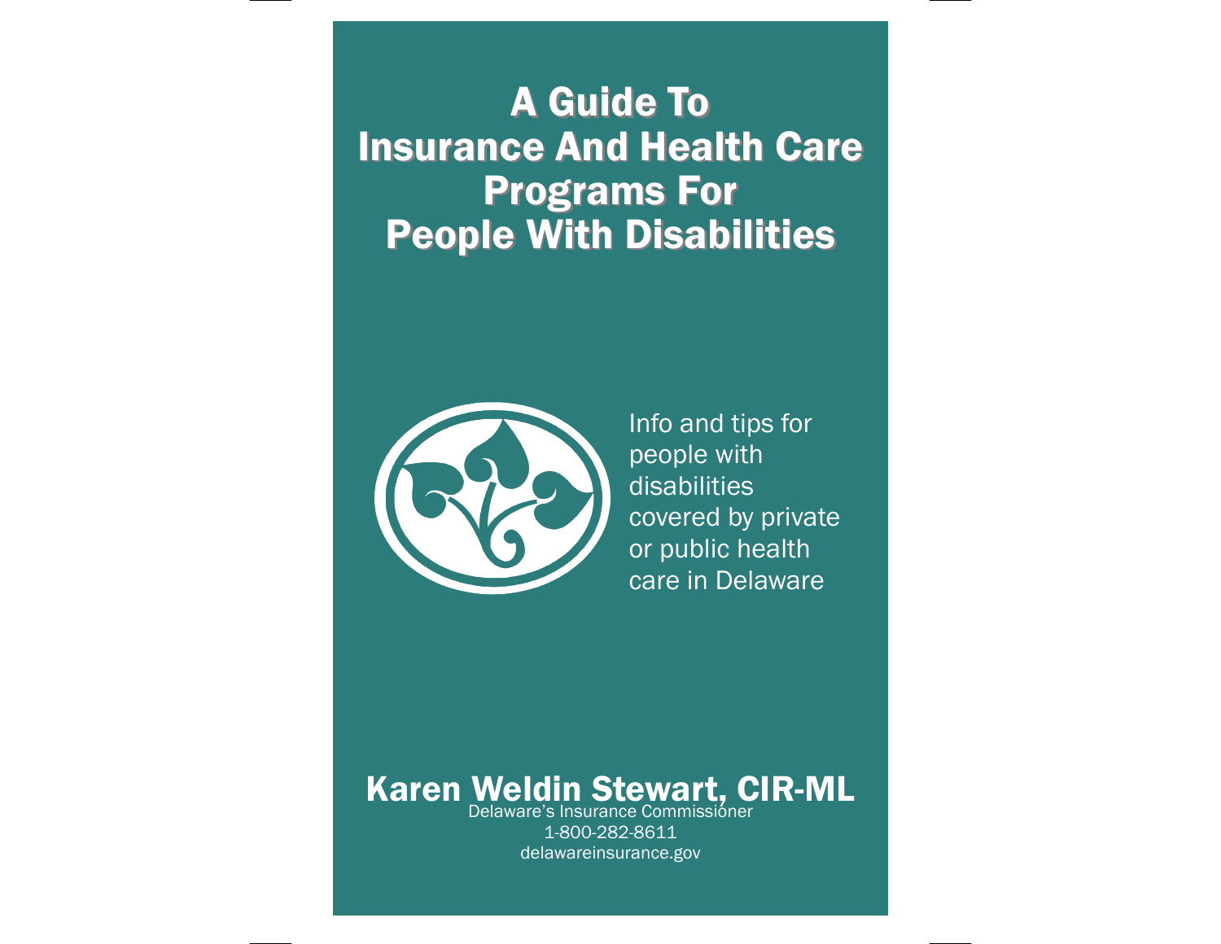# A Guide To Insurance And Health Care Programs For People With Disabilities

Info and tips for people with disabilities covered by private or public health care in Delaware

**Karen Weldin Stewart, CIR-ML**

Delaware's Insurance Commissioner

1-800-282-8611

delawareinsurance.gov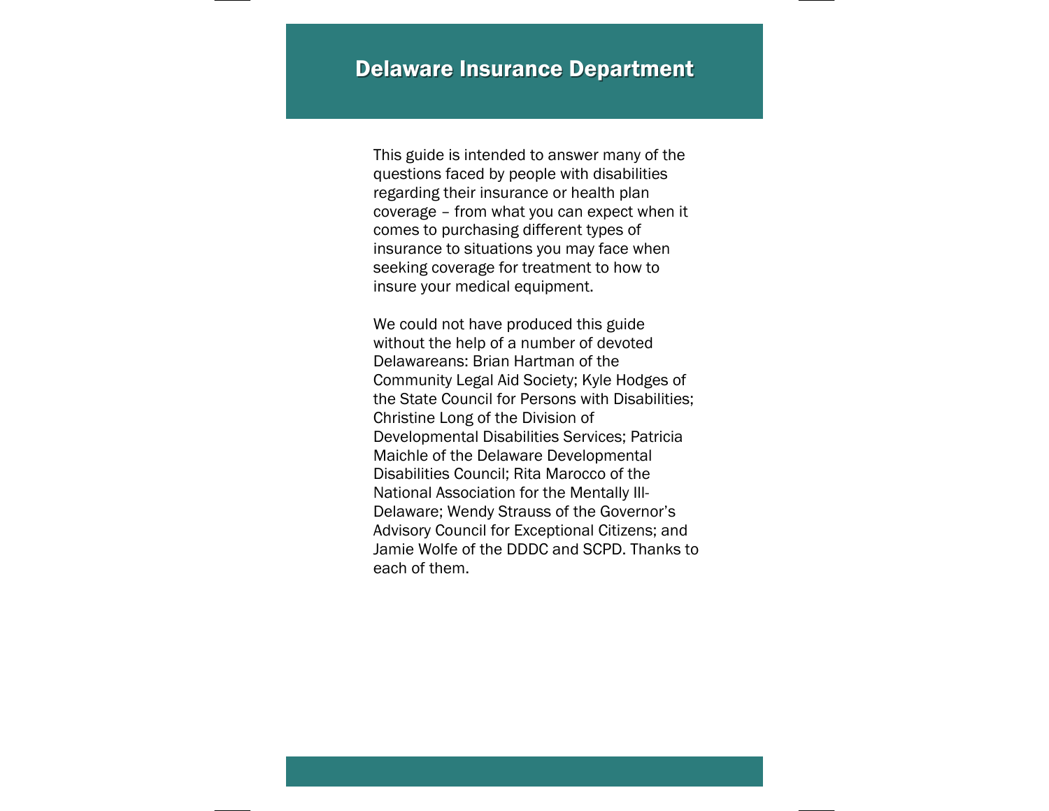# Delaware Insurance Department

This guide is intended to answer many of the questions faced by people with disabilities regarding their insurance or health plan coverage – from what you can expect when it comes to purchasing different types of insurance to situations you may face when seeking coverage for treatment to how to insure your medical equipment.

We could not have produced this guide without the help of a number of devoted Delawareans: Brian Hartman of the Community Legal Aid Society; Kyle Hodges of the State Council for Persons with Disabilities; Christine Long of the Division of Developmental Disabilities Services; Patricia Maichle of the Delaware Developmental Disabilities Council; Rita Marocco of the National Association for the Mentally Ill-Delaware; Wendy Strauss of the Governor's Advisory Council for Exceptional Citizens; and Jamie Wolfe of the DDDC and SCPD. Thanks to each of them.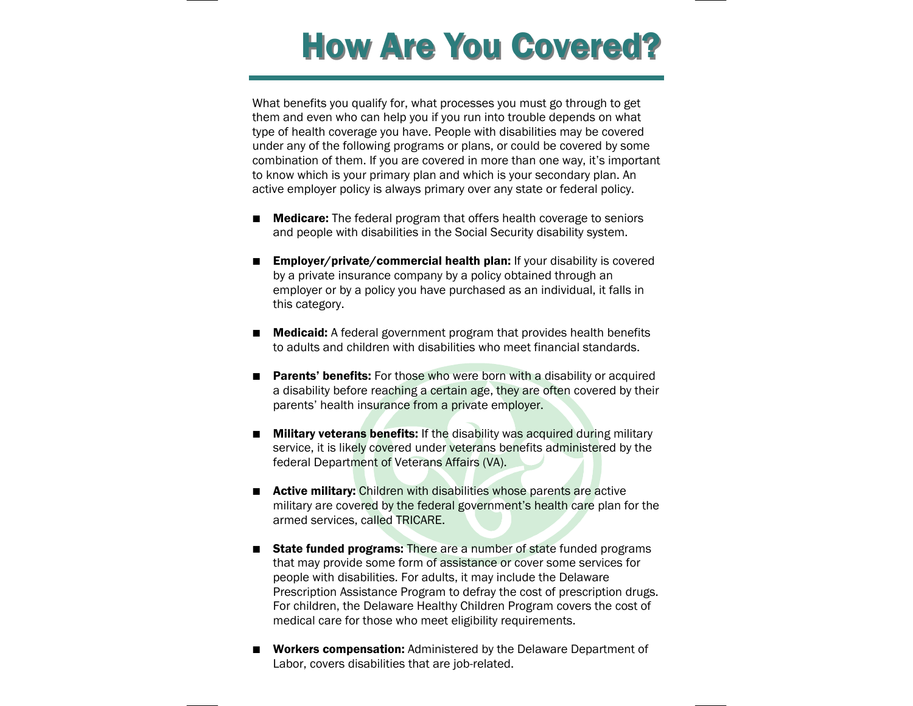# How Are You Covered?

What benefits you qualify for, what processes you must go through to get them and even who can help you if you run into trouble depends on what type of health coverage you have. People with disabilities may be covered under any of the following programs or plans, or could be covered by some combination of them. If you are covered in more than one way, it's important to know which is your primary plan and which is your secondary plan. An active employer policy is always primary over any state or federal policy.

- **Medicare:** The federal program that offers health coverage to seniors and people with disabilities in the Social Security disability system.
- **Employer/private/commercial health plan:** If your disability is covered by a private insurance company by a policy obtained through an employer or by a policy you have purchased as an individual, it falls in this category.
- **Medicaid:** A federal government program that provides health benefits to adults and children with disabilities who meet financial standards.
- **Parents' benefits:** For those who were born with a disability or acquired a disability before reaching a certain age, they are often covered by their parents' health insurance from a private employer.
- **Military veterans benefits:** If the disability was acquired during military service, it is likely covered under veterans benefits administered by the federal Department of Veterans Affairs (VA).
- **Active military:** Children with disabilities whose parents are active military are covered by the federal government's health care plan for the armed services, called TRICARE.
- **State funded programs:** There are a number of state funded programs that may provide some form of assistance or cover some services for people with disabilities. For adults, it may include the Delaware Prescription Assistance Program to defray the cost of prescription drugs. For children, the Delaware Healthy Children Program covers the cost of medical care for those who meet eligibility requirements.
- **Workers compensation:** Administered by the Delaware Department of Labor, covers disabilities that are job-related.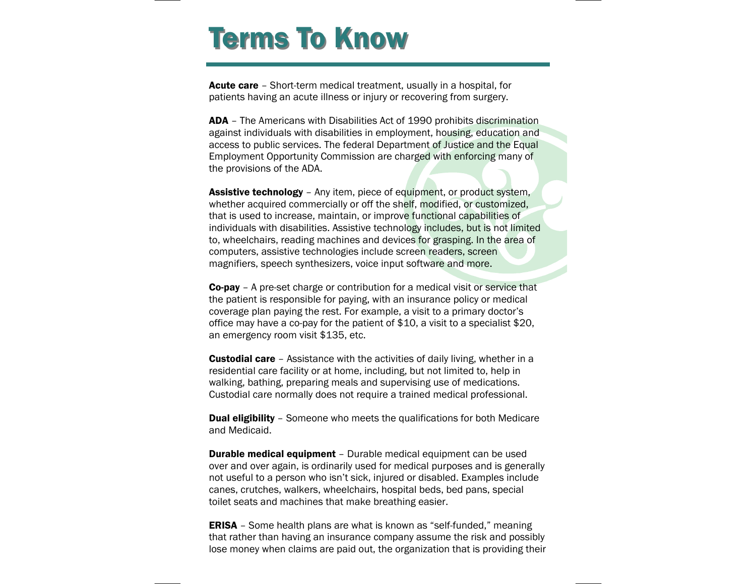# Terms To Know

**Acute care** – Short-term medical treatment, usually in a hospital, for patients having an acute illness or injury or recovering from surgery.

**ADA** – The Americans with Disabilities Act of 1990 prohibits discrimination against individuals with disabilities in employment, housing, education and access to public services. The federal Department of Justice and the Equal Employment Opportunity Commission are charged with enforcing many of the provisions of the ADA.

**Assistive technology** – Any item, piece of equipment, or product system, whether acquired commercially or off the shelf, modified, or customized, that is used to increase, maintain, or improve functional capabilities of individuals with disabilities. Assistive technology includes, but is not limited to, wheelchairs, reading machines and devices for grasping. In the area of computers, assistive technologies include screen readers, screen magnifiers, speech synthesizers, voice input software and more.

**Co-pay** – A pre-set charge or contribution for a medical visit or service that the patient is responsible for paying, with an insurance policy or medical coverage plan paying the rest. For example, a visit to a primary doctor's office may have a co-pay for the patient of $10, a visit to a specialist $20, an emergency room visit $135, etc.

**Custodial care** – Assistance with the activities of daily living, whether in a residential care facility or at home, including, but not limited to, help in walking, bathing, preparing meals and supervising use of medications. Custodial care normally does not require a trained medical professional.

**Dual eligibility** – Someone who meets the qualifications for both Medicare and Medicaid.

**Durable medical equipment** – Durable medical equipment can be used over and over again, is ordinarily used for medical purposes and is generally not useful to a person who isn't sick, injured or disabled. Examples include canes, crutches, walkers, wheelchairs, hospital beds, bed pans, special toilet seats and machines that make breathing easier.

**ERISA** – Some health plans are what is known as "self-funded," meaning that rather than having an insurance company assume the risk and possibly lose money when claims are paid out, the organization that is providing their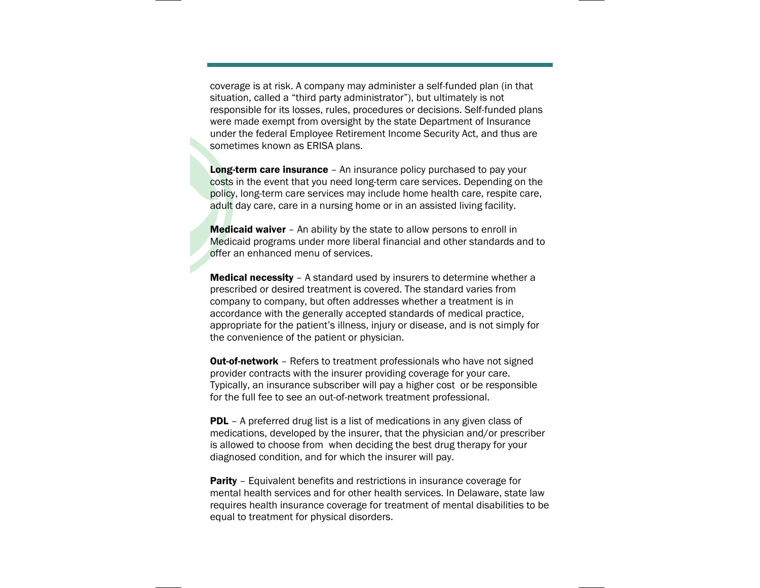coverage is at risk. A company may administer a self-funded plan (in that situation, called a "third party administrator"), but ultimately is not responsible for its losses, rules, procedures or decisions. Self-funded plans were made exempt from oversight by the state Department of Insurance under the federal Employee Retirement Income Security Act, and thus are sometimes known as ERISA plans.

**Long-term care insurance** – An insurance policy purchased to pay your costs in the event that you need long-term care services. Depending on the policy, long-term care services may include home health care, respite care, adult day care, care in a nursing home or in an assisted living facility.

**Medicaid waiver** – An ability by the state to allow persons to enroll in Medicaid programs under more liberal financial and other standards and to offer an enhanced menu of services.

**Medical necessity** – A standard used by insurers to determine whether a prescribed or desired treatment is covered. The standard varies from company to company, but often addresses whether a treatment is in accordance with the generally accepted standards of medical practice, appropriate for the patient's illness, injury or disease, and is not simply for the convenience of the patient or physician.

**Out-of-network** – Refers to treatment professionals who have not signed provider contracts with the insurer providing coverage for your care. Typically, an insurance subscriber will pay a higher cost or be responsible for the full fee to see an out-of-network treatment professional.

**PDL** – A preferred drug list is a list of medications in any given class of medications, developed by the insurer, that the physician and/or prescriber is allowed to choose from when deciding the best drug therapy for your diagnosed condition, and for which the insurer will pay.

**Parity** – Equivalent benefits and restrictions in insurance coverage for mental health services and for other health services. In Delaware, state law requires health insurance coverage for treatment of mental disabilities to be equal to treatment for physical disorders.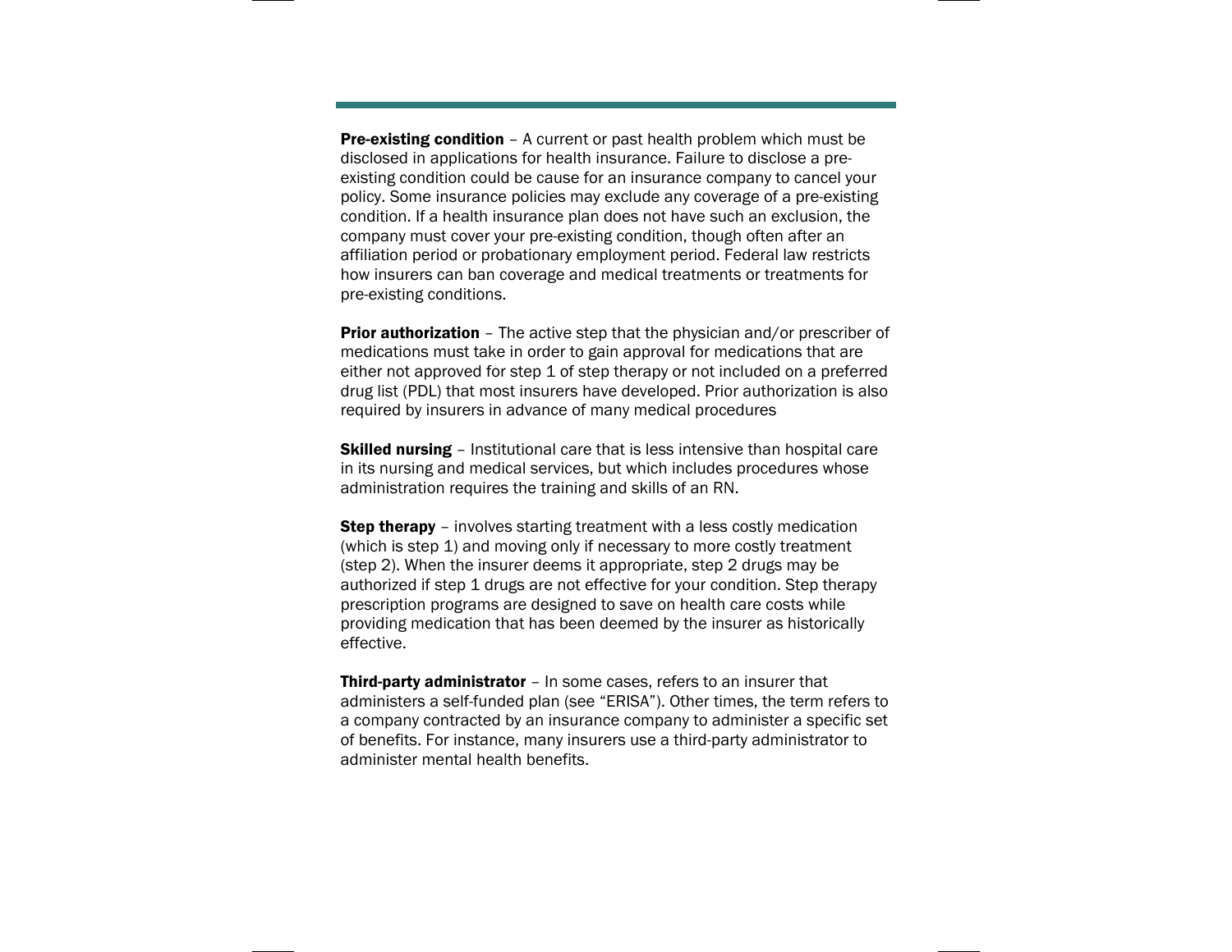**Pre-existing condition** – A current or past health problem which must be disclosed in applications for health insurance. Failure to disclose a pre-existing condition could be cause for an insurance company to cancel your policy. Some insurance policies may exclude any coverage of a pre-existing condition. If a health insurance plan does not have such an exclusion, the company must cover your pre-existing condition, though often after an affiliation period or probationary employment period. Federal law restricts how insurers can ban coverage and medical treatments or treatments for pre-existing conditions.

**Prior authorization** – The active step that the physician and/or prescriber of medications must take in order to gain approval for medications that are either not approved for step 1 of step therapy or not included on a preferred drug list (PDL) that most insurers have developed. Prior authorization is also required by insurers in advance of many medical procedures

**Skilled nursing** – Institutional care that is less intensive than hospital care in its nursing and medical services, but which includes procedures whose administration requires the training and skills of an RN.

**Step therapy** – involves starting treatment with a less costly medication (which is step 1) and moving only if necessary to more costly treatment (step 2). When the insurer deems it appropriate, step 2 drugs may be authorized if step 1 drugs are not effective for your condition. Step therapy prescription programs are designed to save on health care costs while providing medication that has been deemed by the insurer as historically effective.

**Third-party administrator** – In some cases, refers to an insurer that administers a self-funded plan (see "ERISA"). Other times, the term refers to a company contracted by an insurance company to administer a specific set of benefits. For instance, many insurers use a third-party administrator to administer mental health benefits.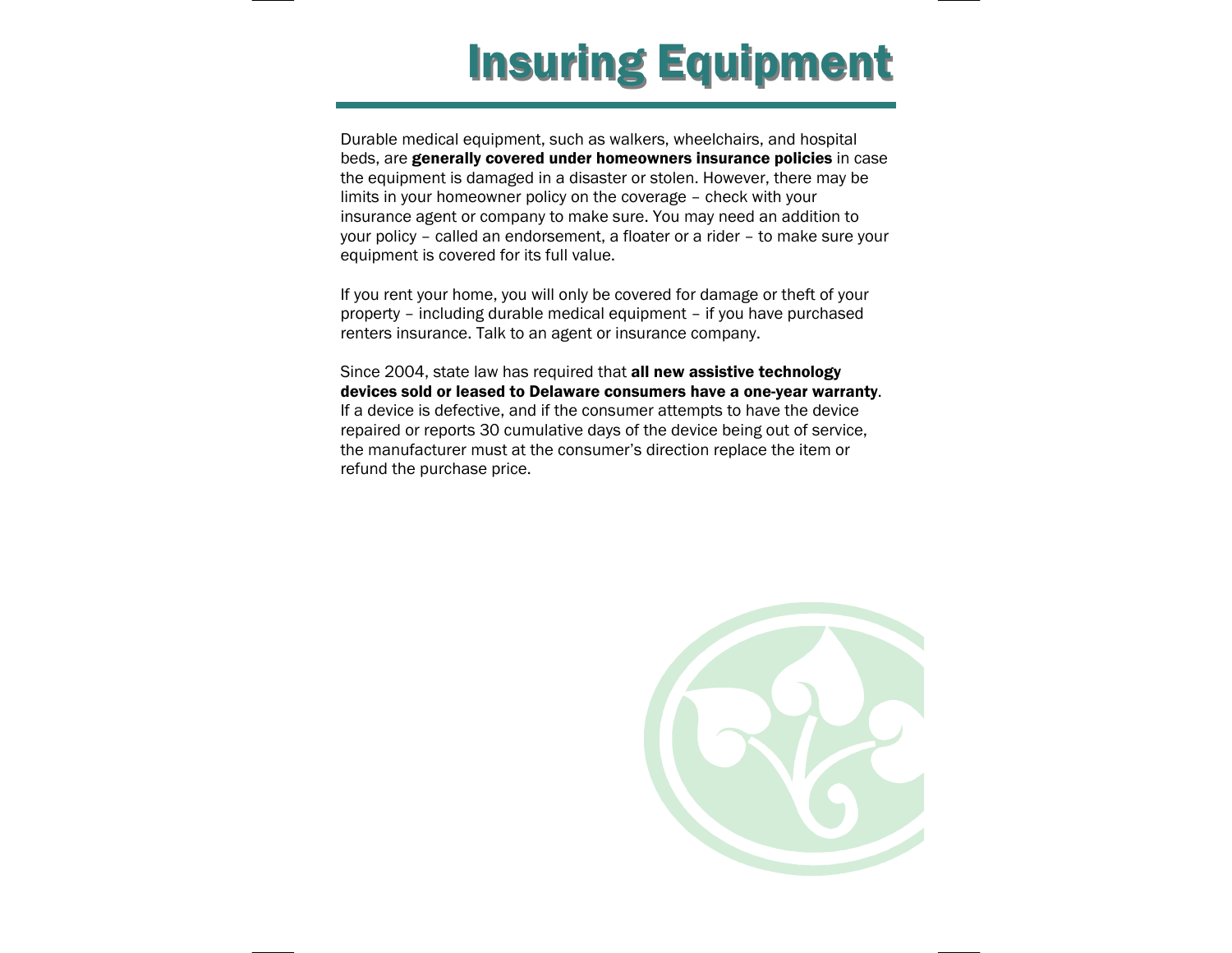# Insuring Equipment

Durable medical equipment, such as walkers, wheelchairs, and hospital beds, are **generally covered under homeowners insurance policies** in case the equipment is damaged in a disaster or stolen. However, there may be limits in your homeowner policy on the coverage – check with your insurance agent or company to make sure. You may need an addition to your policy – called an endorsement, a floater or a rider – to make sure your equipment is covered for its full value.

If you rent your home, you will only be covered for damage or theft of your property – including durable medical equipment – if you have purchased renters insurance. Talk to an agent or insurance company.

Since 2004, state law has required that **all new assistive technology devices sold or leased to Delaware consumers have a one-year warranty**. If a device is defective, and if the consumer attempts to have the device repaired or reports 30 cumulative days of the device being out of service, the manufacturer must at the consumer's direction replace the item or refund the purchase price.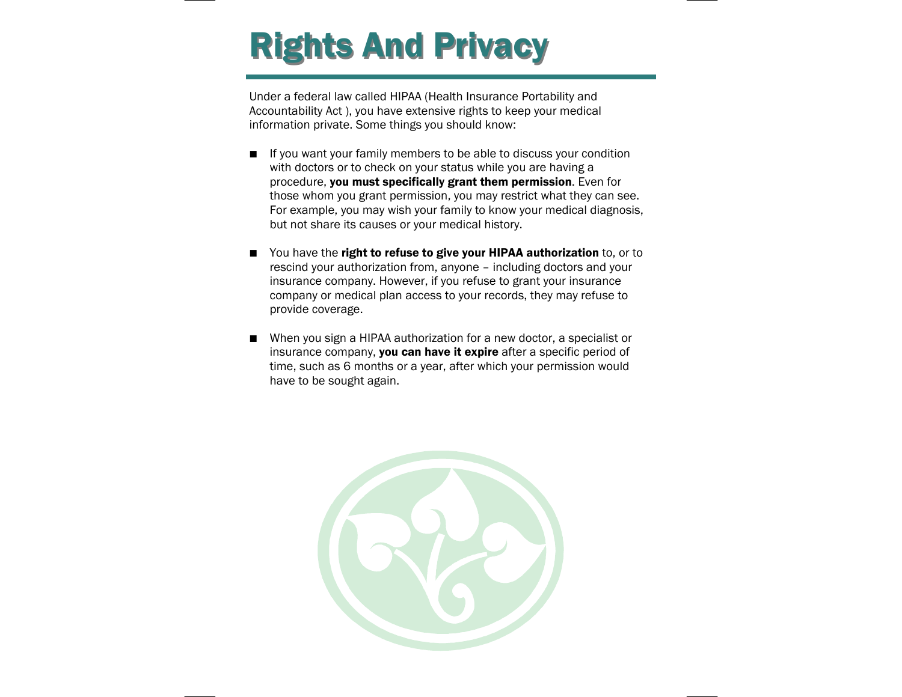# Rights And Privacy

Under a federal law called HIPAA (Health Insurance Portability and Accountability Act ), you have extensive rights to keep your medical information private. Some things you should know:

- If you want your family members to be able to discuss your condition with doctors or to check on your status while you are having a procedure, **you must specifically grant them permission**. Even for those whom you grant permission, you may restrict what they can see. For example, you may wish your family to know your medical diagnosis, but not share its causes or your medical history.

- You have the **right to refuse to give your HIPAA authorization** to, or to rescind your authorization from, anyone – including doctors and your insurance company. However, if you refuse to grant your insurance company or medical plan access to your records, they may refuse to provide coverage.

- When you sign a HIPAA authorization for a new doctor, a specialist or insurance company, **you can have it expire** after a specific period of time, such as 6 months or a year, after which your permission would have to be sought again.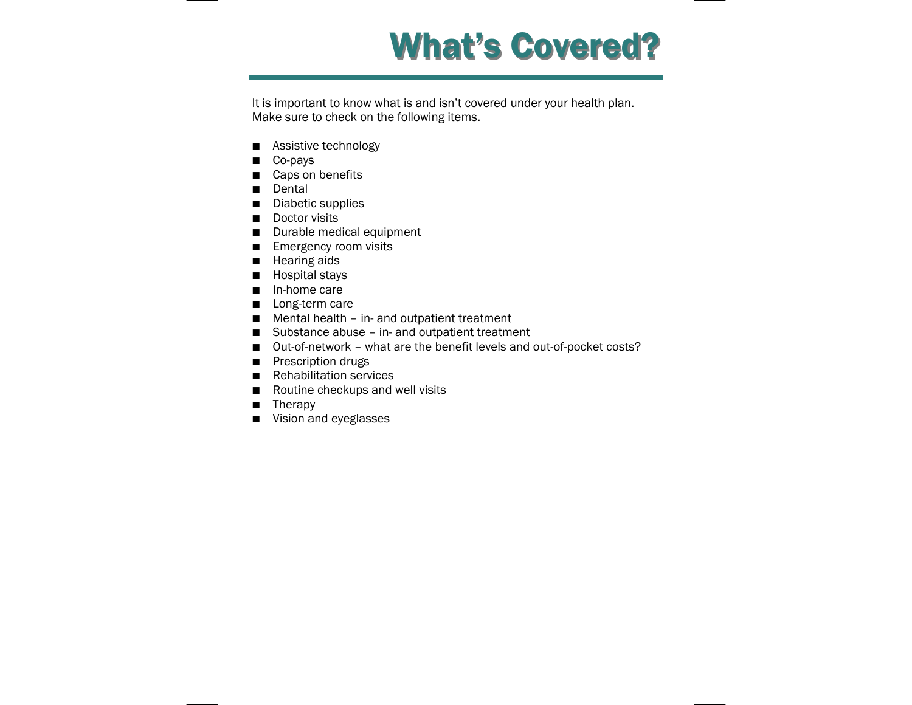# What's Covered?

It is important to know what is and isn't covered under your health plan. Make sure to check on the following items.

- Assistive technology
- Co-pays
- Caps on benefits
- Dental
- Diabetic supplies
- Doctor visits
- Durable medical equipment
- Emergency room visits
- Hearing aids
- Hospital stays
- In-home care
- Long-term care
- Mental health – in- and outpatient treatment
- Substance abuse – in- and outpatient treatment
- Out-of-network – what are the benefit levels and out-of-pocket costs?
- Prescription drugs
- Rehabilitation services
- Routine checkups and well visits
- Therapy
- Vision and eyeglasses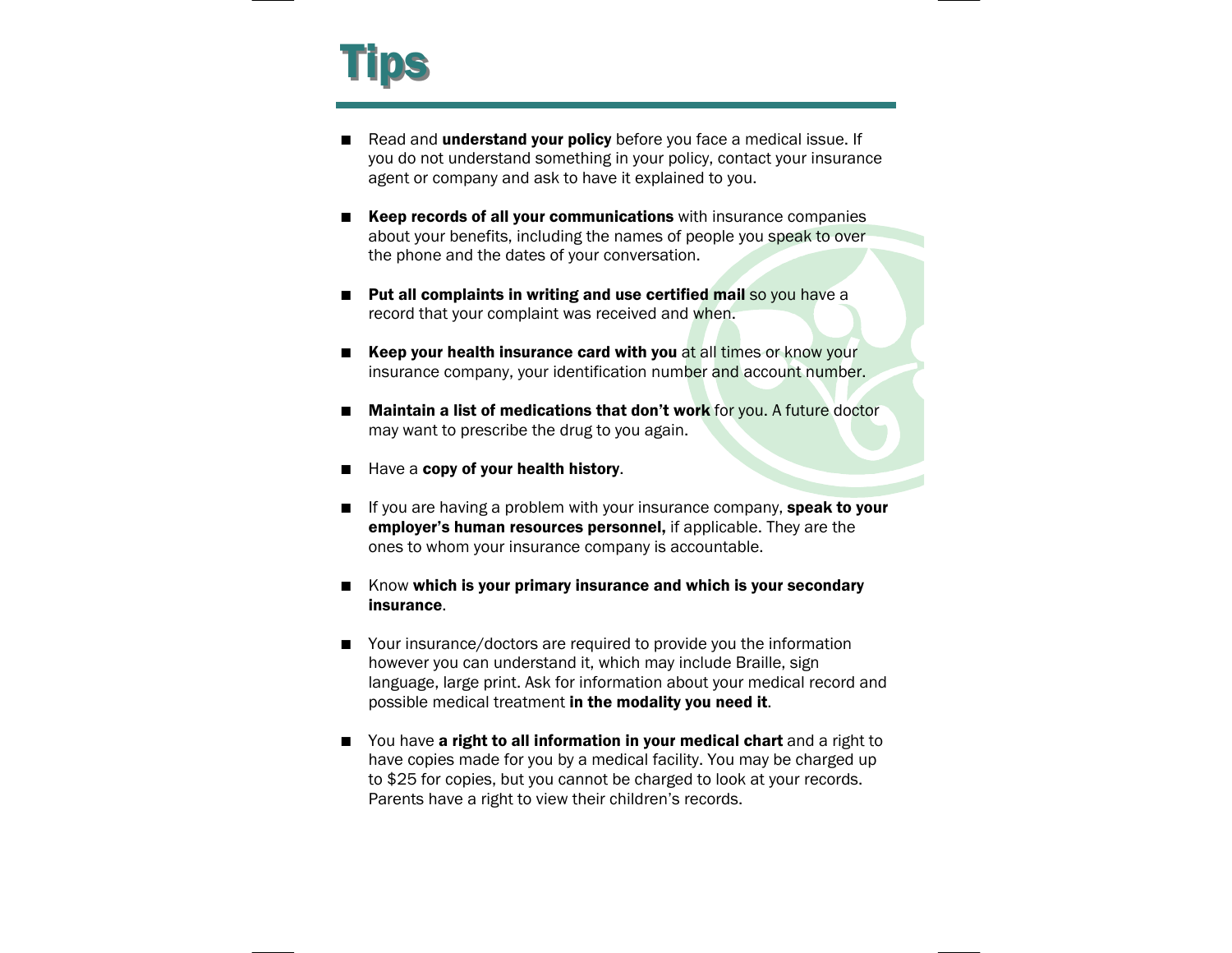# Tips

- Read and **understand your policy** before you face a medical issue. If you do not understand something in your policy, contact your insurance agent or company and ask to have it explained to you.

- **Keep records of all your communications** with insurance companies about your benefits, including the names of people you speak to over the phone and the dates of your conversation.

- **Put all complaints in writing and use certified mail** so you have a record that your complaint was received and when.

- **Keep your health insurance card with you** at all times or know your insurance company, your identification number and account number.

- **Maintain a list of medications that don't work** for you. A future doctor may want to prescribe the drug to you again.

- Have a **copy of your health history**.

- If you are having a problem with your insurance company, **speak to your employer's human resources personnel,** if applicable. They are the ones to whom your insurance company is accountable.

- Know **which is your primary insurance and which is your secondary insurance**.

- Your insurance/doctors are required to provide you the information however you can understand it, which may include Braille, sign language, large print. Ask for information about your medical record and possible medical treatment **in the modality you need it**.

- You have **a right to all information in your medical chart** and a right to have copies made for you by a medical facility. You may be charged up to $25 for copies, but you cannot be charged to look at your records. Parents have a right to view their children's records.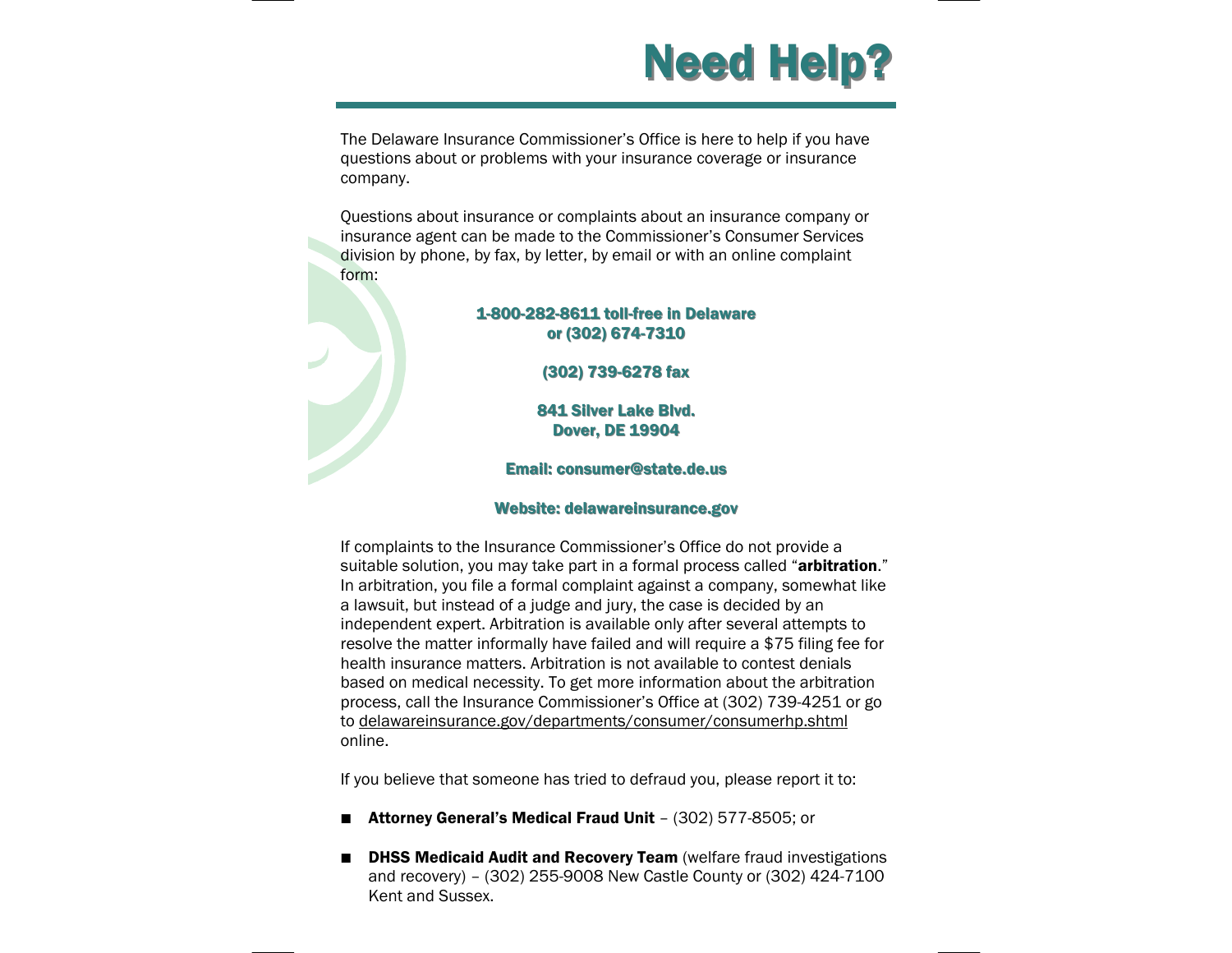# Need Help?

The Delaware Insurance Commissioner's Office is here to help if you have questions about or problems with your insurance coverage or insurance company.

Questions about insurance or complaints about an insurance company or insurance agent can be made to the Commissioner's Consumer Services division by phone, by fax, by letter, by email or with an online complaint form:

**1-800-282-8611 toll-free in Delaware**
**or (302) 674-7310**

**(302) 739-6278 fax**

**841 Silver Lake Blvd.**
**Dover, DE 19904**

**Email: consumer@state.de.us**

**Website: delawareinsurance.gov**

If complaints to the Insurance Commissioner's Office do not provide a suitable solution, you may take part in a formal process called "**arbitration**." In arbitration, you file a formal complaint against a company, somewhat like a lawsuit, but instead of a judge and jury, the case is decided by an independent expert. Arbitration is available only after several attempts to resolve the matter informally have failed and will require a $75 filing fee for health insurance matters. Arbitration is not available to contest denials based on medical necessity. To get more information about the arbitration process, call the Insurance Commissioner's Office at (302) 739-4251 or go to delawareinsurance.gov/departments/consumer/consumerhp.shtml online.

If you believe that someone has tried to defraud you, please report it to:

- **Attorney General's Medical Fraud Unit** – (302) 577-8505; or
- **DHSS Medicaid Audit and Recovery Team** (welfare fraud investigations and recovery) – (302) 255-9008 New Castle County or (302) 424-7100 Kent and Sussex.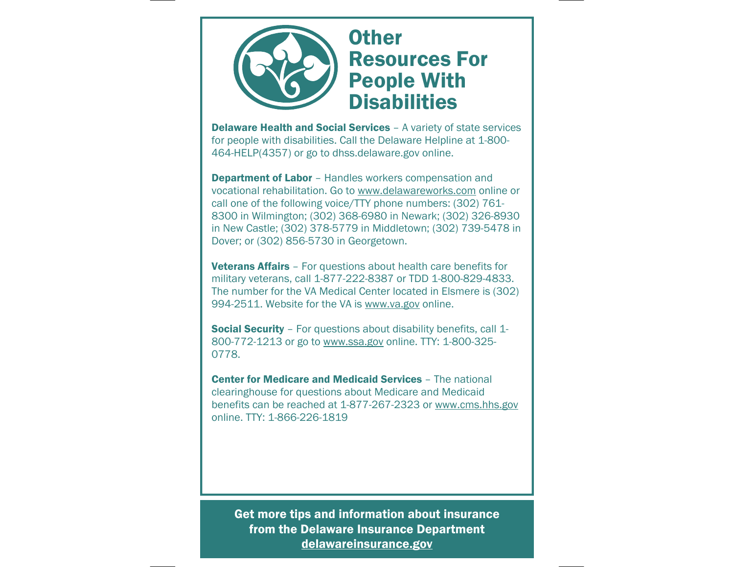# Other Resources For People With Disabilities

**Delaware Health and Social Services** – A variety of state services for people with disabilities. Call the Delaware Helpline at 1-800-464-HELP(4357) or go to dhss.delaware.gov online.

**Department of Labor** – Handles workers compensation and vocational rehabilitation. Go to www.delawareworks.com online or call one of the following voice/TTY phone numbers: (302) 761-8300 in Wilmington; (302) 368-6980 in Newark; (302) 326-8930 in New Castle; (302) 378-5779 in Middletown; (302) 739-5478 in Dover; or (302) 856-5730 in Georgetown.

**Veterans Affairs** – For questions about health care benefits for military veterans, call 1-877-222-8387 or TDD 1-800-829-4833. The number for the VA Medical Center located in Elsmere is (302) 994-2511. Website for the VA is www.va.gov online.

**Social Security** – For questions about disability benefits, call 1-800-772-1213 or go to www.ssa.gov online. TTY: 1-800-325-0778.

**Center for Medicare and Medicaid Services** – The national clearinghouse for questions about Medicare and Medicaid benefits can be reached at 1-877-267-2323 or www.cms.hhs.gov online. TTY: 1-866-226-1819

**Get more tips and information about insurance from the Delaware Insurance Department**
**delawareinsurance.gov**